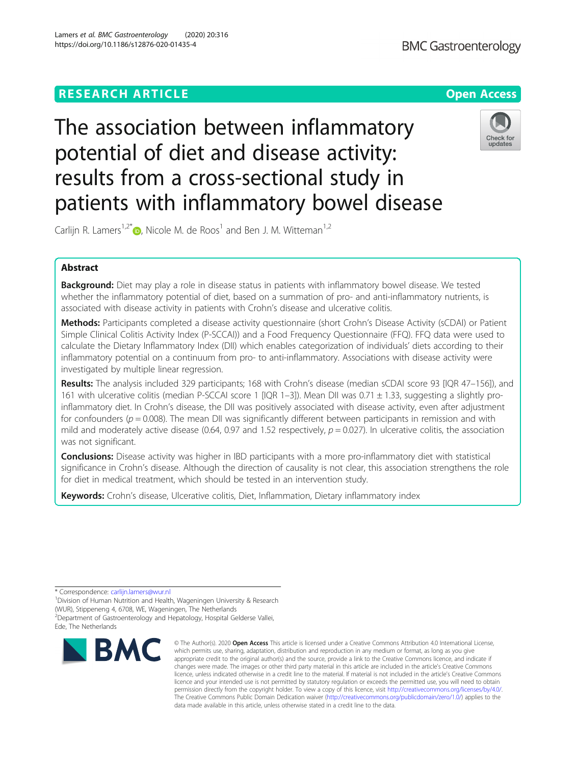RESEARCH ARTICLE

Open Access

# The association between inflammatory potential of diet and disease activity: results from a cross-sectional study in patients with inflammatory bowel disease

Carlijn R. Lamers[1,2*], Nicole M. de Roos[1] and Ben J. M. Witteman[1,2]

## Abstract

**Background:** Diet may play a role in disease status in patients with inflammatory bowel disease. We tested whether the inflammatory potential of diet, based on a summation of pro- and anti-inflammatory nutrients, is associated with disease activity in patients with Crohn's disease and ulcerative colitis.

**Methods:** Participants completed a disease activity questionnaire (short Crohn's Disease Activity (sCDAI) or Patient Simple Clinical Colitis Activity Index (P-SCCAI)) and a Food Frequency Questionnaire (FFQ). FFQ data were used to calculate the Dietary Inflammatory Index (DII) which enables categorization of individuals' diets according to their inflammatory potential on a continuum from pro- to anti-inflammatory. Associations with disease activity were investigated by multiple linear regression.

**Results:** The analysis included 329 participants; 168 with Crohn's disease (median sCDAI score 93 [IQR 47–156]), and 161 with ulcerative colitis (median P-SCCAI score 1 [IQR 1–3]). Mean DII was 0.71 ± 1.33, suggesting a slightly pro-inflammatory diet. In Crohn's disease, the DII was positively associated with disease activity, even after adjustment for confounders ($p = 0.008$). The mean DII was significantly different between participants in remission and with mild and moderately active disease (0.64, 0.97 and 1.52 respectively, $p = 0.027$). In ulcerative colitis, the association was not significant.

**Conclusions:** Disease activity was higher in IBD participants with a more pro-inflammatory diet with statistical significance in Crohn's disease. Although the direction of causality is not clear, this association strengthens the role for diet in medical treatment, which should be tested in an intervention study.

**Keywords:** Crohn's disease, Ulcerative colitis, Diet, Inflammation, Dietary inflammatory index

---

\* Correspondence: carlijn.lamers@wur.nl

[1]Division of Human Nutrition and Health, Wageningen University & Research (WUR), Stippeneng 4, 6708, WE, Wageningen, The Netherlands

[2]Department of Gastroenterology and Hepatology, Hospital Gelderse Vallei, Ede, The Netherlands

© The Author(s). 2020 **Open Access** This article is licensed under a Creative Commons Attribution 4.0 International License, which permits use, sharing, adaptation, distribution and reproduction in any medium or format, as long as you give appropriate credit to the original author(s) and the source, provide a link to the Creative Commons licence, and indicate if changes were made. The images or other third party material in this article are included in the article's Creative Commons licence, unless indicated otherwise in a credit line to the material. If material is not included in the article's Creative Commons licence and your intended use is not permitted by statutory regulation or exceeds the permitted use, you will need to obtain permission directly from the copyright holder. To view a copy of this licence, visit http://creativecommons.org/licenses/by/4.0/. The Creative Commons Public Domain Dedication waiver (http://creativecommons.org/publicdomain/zero/1.0/) applies to the data made available in this article, unless otherwise stated in a credit line to the data.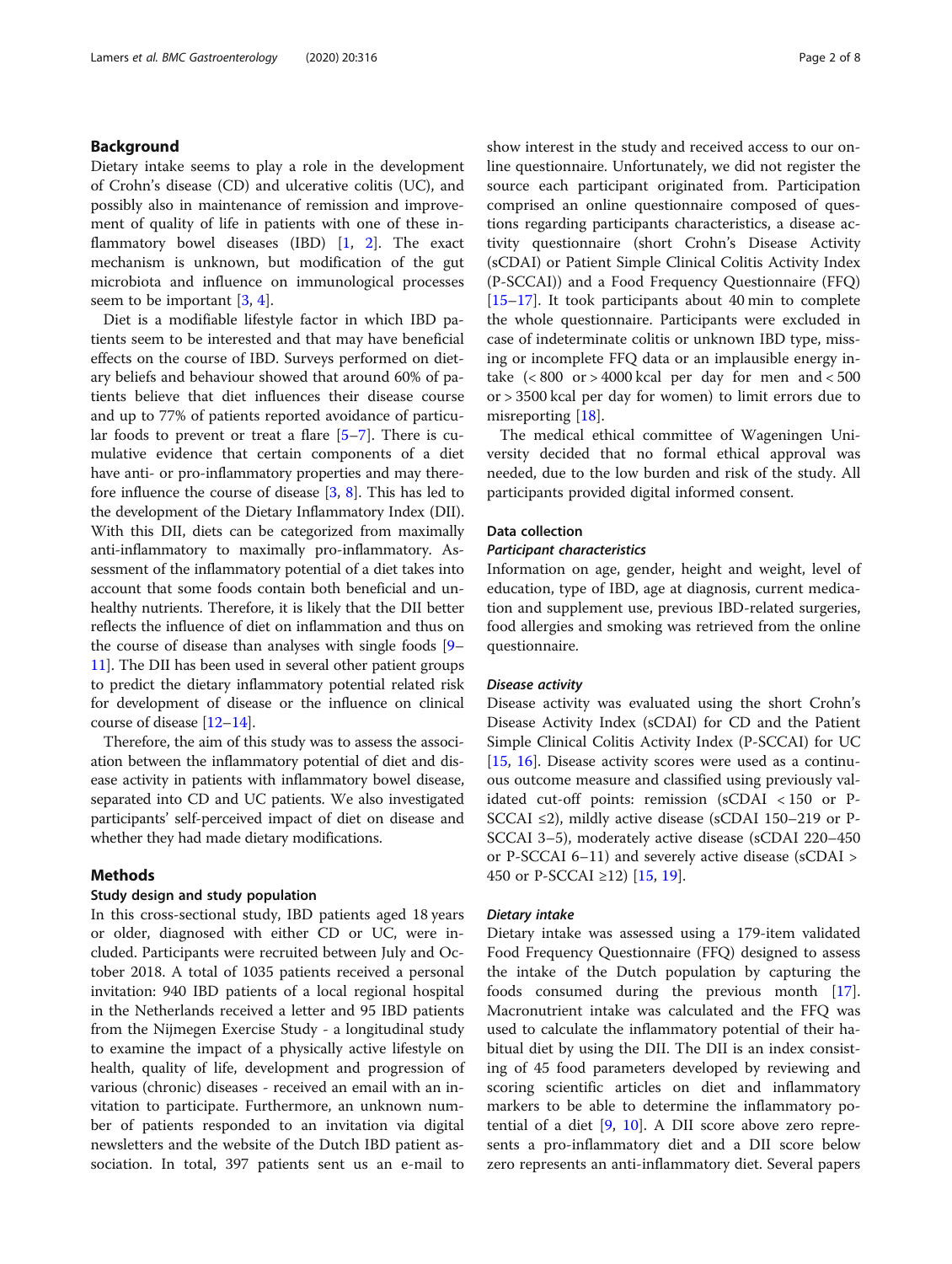## Background

Dietary intake seems to play a role in the development of Crohn's disease (CD) and ulcerative colitis (UC), and possibly also in maintenance of remission and improvement of quality of life in patients with one of these inflammatory bowel diseases (IBD) [1, 2]. The exact mechanism is unknown, but modification of the gut microbiota and influence on immunological processes seem to be important [3, 4].

Diet is a modifiable lifestyle factor in which IBD patients seem to be interested and that may have beneficial effects on the course of IBD. Surveys performed on dietary beliefs and behaviour showed that around 60% of patients believe that diet influences their disease course and up to 77% of patients reported avoidance of particular foods to prevent or treat a flare [5–7]. There is cumulative evidence that certain components of a diet have anti- or pro-inflammatory properties and may therefore influence the course of disease [3, 8]. This has led to the development of the Dietary Inflammatory Index (DII). With this DII, diets can be categorized from maximally anti-inflammatory to maximally pro-inflammatory. Assessment of the inflammatory potential of a diet takes into account that some foods contain both beneficial and unhealthy nutrients. Therefore, it is likely that the DII better reflects the influence of diet on inflammation and thus on the course of disease than analyses with single foods [9–11]. The DII has been used in several other patient groups to predict the dietary inflammatory potential related risk for development of disease or the influence on clinical course of disease [12–14].

Therefore, the aim of this study was to assess the association between the inflammatory potential of diet and disease activity in patients with inflammatory bowel disease, separated into CD and UC patients. We also investigated participants' self-perceived impact of diet on disease and whether they had made dietary modifications.

## Methods

### Study design and study population

In this cross-sectional study, IBD patients aged 18 years or older, diagnosed with either CD or UC, were included. Participants were recruited between July and October 2018. A total of 1035 patients received a personal invitation: 940 IBD patients of a local regional hospital in the Netherlands received a letter and 95 IBD patients from the Nijmegen Exercise Study - a longitudinal study to examine the impact of a physically active lifestyle on health, quality of life, development and progression of various (chronic) diseases - received an email with an invitation to participate. Furthermore, an unknown number of patients responded to an invitation via digital newsletters and the website of the Dutch IBD patient association. In total, 397 patients sent us an e-mail to show interest in the study and received access to our online questionnaire. Unfortunately, we did not register the source each participant originated from. Participation comprised an online questionnaire composed of questions regarding participants characteristics, a disease activity questionnaire (short Crohn's Disease Activity (sCDAI) or Patient Simple Clinical Colitis Activity Index (P-SCCAI)) and a Food Frequency Questionnaire (FFQ) [15–17]. It took participants about 40 min to complete the whole questionnaire. Participants were excluded in case of indeterminate colitis or unknown IBD type, missing or incomplete FFQ data or an implausible energy intake (< 800 or > 4000 kcal per day for men and < 500 or > 3500 kcal per day for women) to limit errors due to misreporting [18].

The medical ethical committee of Wageningen University decided that no formal ethical approval was needed, due to the low burden and risk of the study. All participants provided digital informed consent.

### Data collection

#### *Participant characteristics*

Information on age, gender, height and weight, level of education, type of IBD, age at diagnosis, current medication and supplement use, previous IBD-related surgeries, food allergies and smoking was retrieved from the online questionnaire.

#### *Disease activity*

Disease activity was evaluated using the short Crohn's Disease Activity Index (sCDAI) for CD and the Patient Simple Clinical Colitis Activity Index (P-SCCAI) for UC [15, 16]. Disease activity scores were used as a continuous outcome measure and classified using previously validated cut-off points: remission (sCDAI < 150 or P-SCCAI ≤2), mildly active disease (sCDAI 150–219 or P-SCCAI 3–5), moderately active disease (sCDAI 220–450 or P-SCCAI 6–11) and severely active disease (sCDAI > 450 or P-SCCAI ≥12) [15, 19].

#### *Dietary intake*

Dietary intake was assessed using a 179-item validated Food Frequency Questionnaire (FFQ) designed to assess the intake of the Dutch population by capturing the foods consumed during the previous month [17]. Macronutrient intake was calculated and the FFQ was used to calculate the inflammatory potential of their habitual diet by using the DII. The DII is an index consisting of 45 food parameters developed by reviewing and scoring scientific articles on diet and inflammatory markers to be able to determine the inflammatory potential of a diet [9, 10]. A DII score above zero represents a pro-inflammatory diet and a DII score below zero represents an anti-inflammatory diet. Several papers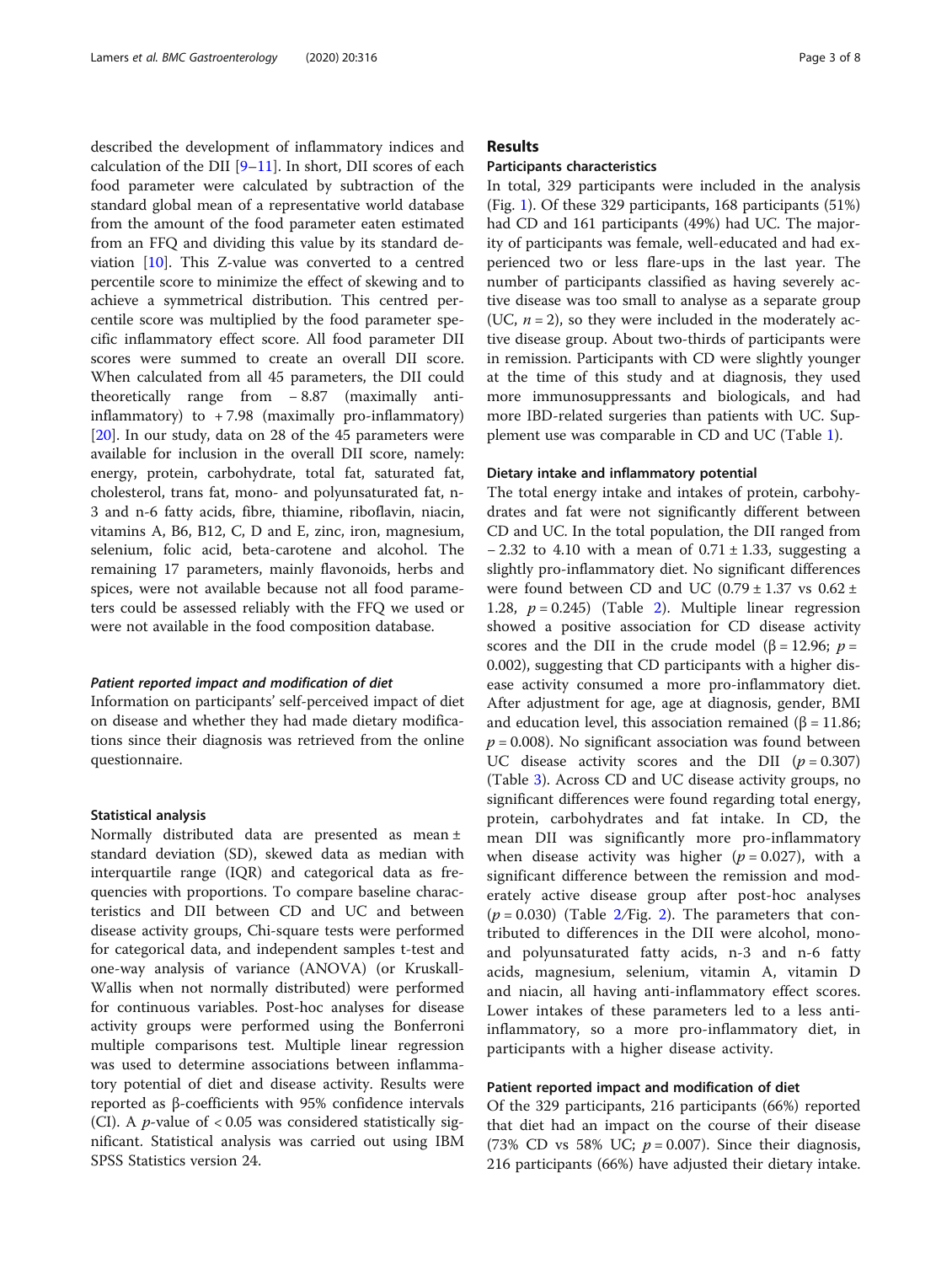described the development of inflammatory indices and calculation of the DII [9–11]. In short, DII scores of each food parameter were calculated by subtraction of the standard global mean of a representative world database from the amount of the food parameter eaten estimated from an FFQ and dividing this value by its standard deviation [10]. This Z-value was converted to a centred percentile score to minimize the effect of skewing and to achieve a symmetrical distribution. This centred percentile score was multiplied by the food parameter specific inflammatory effect score. All food parameter DII scores were summed to create an overall DII score. When calculated from all 45 parameters, the DII could theoretically range from − 8.87 (maximally anti-inflammatory) to + 7.98 (maximally pro-inflammatory) [20]. In our study, data on 28 of the 45 parameters were available for inclusion in the overall DII score, namely: energy, protein, carbohydrate, total fat, saturated fat, cholesterol, trans fat, mono- and polyunsaturated fat, n-3 and n-6 fatty acids, fibre, thiamine, riboflavin, niacin, vitamins A, B6, B12, C, D and E, zinc, iron, magnesium, selenium, folic acid, beta-carotene and alcohol. The remaining 17 parameters, mainly flavonoids, herbs and spices, were not available because not all food parameters could be assessed reliably with the FFQ we used or were not available in the food composition database.

#### *Patient reported impact and modification of diet*

Information on participants' self-perceived impact of diet on disease and whether they had made dietary modifications since their diagnosis was retrieved from the online questionnaire.

### Statistical analysis

Normally distributed data are presented as mean ± standard deviation (SD), skewed data as median with interquartile range (IQR) and categorical data as frequencies with proportions. To compare baseline characteristics and DII between CD and UC and between disease activity groups, Chi-square tests were performed for categorical data, and independent samples t-test and one-way analysis of variance (ANOVA) (or Kruskall-Wallis when not normally distributed) were performed for continuous variables. Post-hoc analyses for disease activity groups were performed using the Bonferroni multiple comparisons test. Multiple linear regression was used to determine associations between inflammatory potential of diet and disease activity. Results were reported as β-coefficients with 95% confidence intervals (CI). A $p$-value of < 0.05 was considered statistically significant. Statistical analysis was carried out using IBM SPSS Statistics version 24.

## Results

### Participants characteristics

In total, 329 participants were included in the analysis (Fig. 1). Of these 329 participants, 168 participants (51%) had CD and 161 participants (49%) had UC. The majority of participants was female, well-educated and had experienced two or less flare-ups in the last year. The number of participants classified as having severely active disease was too small to analyse as a separate group (UC, $n = 2$), so they were included in the moderately active disease group. About two-thirds of participants were in remission. Participants with CD were slightly younger at the time of this study and at diagnosis, they used more immunosuppressants and biologicals, and had more IBD-related surgeries than patients with UC. Supplement use was comparable in CD and UC (Table 1).

### Dietary intake and inflammatory potential

The total energy intake and intakes of protein, carbohydrates and fat were not significantly different between CD and UC. In the total population, the DII ranged from − 2.32 to 4.10 with a mean of 0.71 ± 1.33, suggesting a slightly pro-inflammatory diet. No significant differences were found between CD and UC (0.79 ± 1.37 vs 0.62 ± 1.28, $p = 0.245$) (Table 2). Multiple linear regression showed a positive association for CD disease activity scores and the DII in the crude model (β = 12.96; $p = 0.002$), suggesting that CD participants with a higher disease activity consumed a more pro-inflammatory diet. After adjustment for age, age at diagnosis, gender, BMI and education level, this association remained (β = 11.86; $p = 0.008$). No significant association was found between UC disease activity scores and the DII ($p = 0.307$) (Table 3). Across CD and UC disease activity groups, no significant differences were found regarding total energy, protein, carbohydrates and fat intake. In CD, the mean DII was significantly more pro-inflammatory when disease activity was higher ($p = 0.027$), with a significant difference between the remission and moderately active disease group after post-hoc analyses ($p = 0.030$) (Table 2/Fig. 2). The parameters that contributed to differences in the DII were alcohol, mono- and polyunsaturated fatty acids, n-3 and n-6 fatty acids, magnesium, selenium, vitamin A, vitamin D and niacin, all having anti-inflammatory effect scores. Lower intakes of these parameters led to a less anti-inflammatory, so a more pro-inflammatory diet, in participants with a higher disease activity.

### Patient reported impact and modification of diet

Of the 329 participants, 216 participants (66%) reported that diet had an impact on the course of their disease (73% CD vs 58% UC; $p = 0.007$). Since their diagnosis, 216 participants (66%) have adjusted their dietary intake.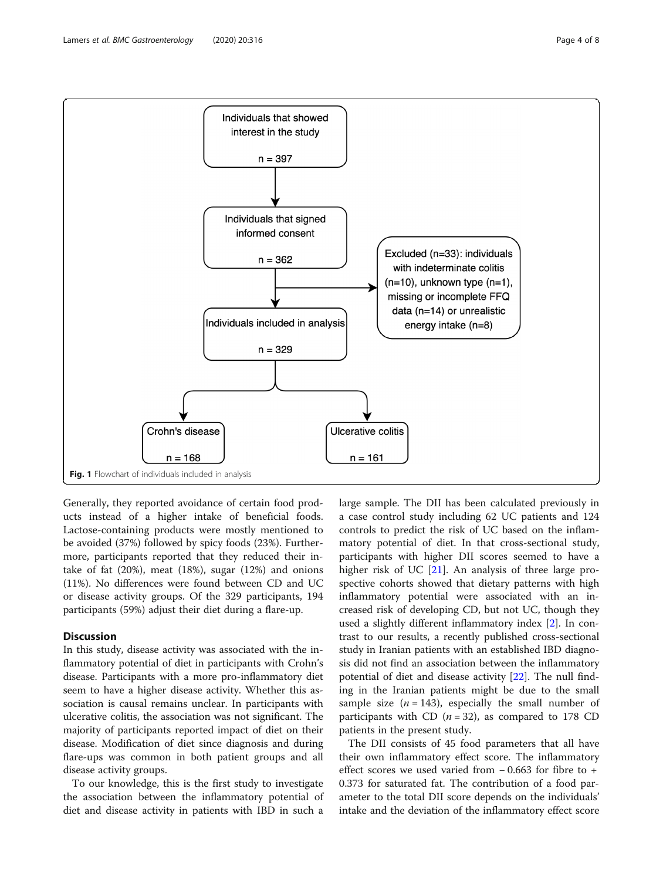Individuals that showed interest in the study

n = 397

Individuals that signed informed consent

n = 362

Excluded (n=33): individuals with indeterminate colitis (n=10), unknown type (n=1), missing or incomplete FFQ data (n=14) or unrealistic energy intake (n=8)

Individuals included in analysis

n = 329

Crohn's disease

n = 168

Ulcerative colitis

n = 161

**Fig. 1** Flowchart of individuals included in analysis

Generally, they reported avoidance of certain food products instead of a higher intake of beneficial foods. Lactose-containing products were mostly mentioned to be avoided (37%) followed by spicy foods (23%). Furthermore, participants reported that they reduced their intake of fat (20%), meat (18%), sugar (12%) and onions (11%). No differences were found between CD and UC or disease activity groups. Of the 329 participants, 194 participants (59%) adjust their diet during a flare-up.

## Discussion

In this study, disease activity was associated with the inflammatory potential of diet in participants with Crohn's disease. Participants with a more pro-inflammatory diet seem to have a higher disease activity. Whether this association is causal remains unclear. In participants with ulcerative colitis, the association was not significant. The majority of participants reported impact of diet on their disease. Modification of diet since diagnosis and during flare-ups was common in both patient groups and all disease activity groups.

To our knowledge, this is the first study to investigate the association between the inflammatory potential of diet and disease activity in patients with IBD in such a large sample. The DII has been calculated previously in a case control study including 62 UC patients and 124 controls to predict the risk of UC based on the inflammatory potential of diet. In that cross-sectional study, participants with higher DII scores seemed to have a higher risk of UC [21]. An analysis of three large prospective cohorts showed that dietary patterns with high inflammatory potential were associated with an increased risk of developing CD, but not UC, though they used a slightly different inflammatory index [2]. In contrast to our results, a recently published cross-sectional study in Iranian patients with an established IBD diagnosis did not find an association between the inflammatory potential of diet and disease activity [22]. The null finding in the Iranian patients might be due to the small sample size ($n = 143$), especially the small number of participants with CD ($n = 32$), as compared to 178 CD patients in the present study.

The DII consists of 45 food parameters that all have their own inflammatory effect score. The inflammatory effect scores we used varied from − 0.663 for fibre to + 0.373 for saturated fat. The contribution of a food parameter to the total DII score depends on the individuals' intake and the deviation of the inflammatory effect score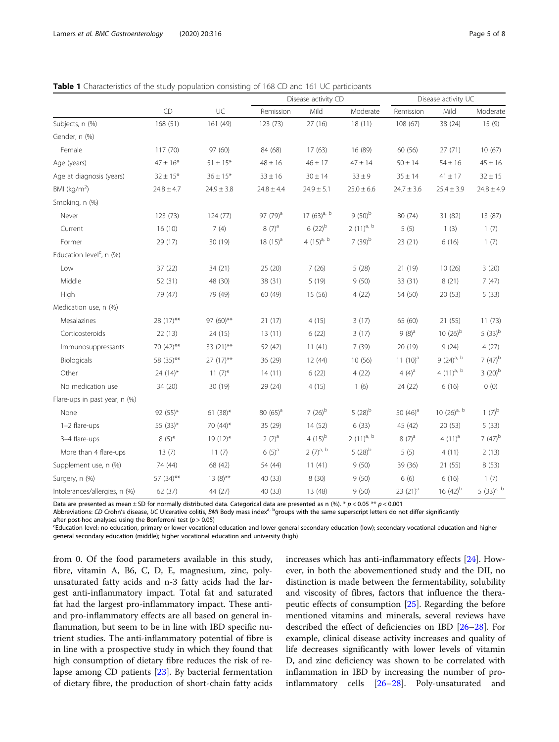**Table 1** Characteristics of the study population consisting of 168 CD and 161 UC participants

| | CD | UC | Disease activity CD | | | Disease activity UC | | |
|---|---|---|---|---|---|---|---|---|
| | | | Remission | Mild | Moderate | Remission | Mild | Moderate |
| Subjects, n (%) | 168 (51) | 161 (49) | 123 (73) | 27 (16) | 18 (11) | 108 (67) | 38 (24) | 15 (9) |
| Gender, n (%) | | | | | | | | |
| Female | 117 (70) | 97 (60) | 84 (68) | 17 (63) | 16 (89) | 60 (56) | 27 (71) | 10 (67) |
| Age (years) | 47 ± 16* | 51 ± 15* | 48 ± 16 | 46 ± 17 | 47 ± 14 | 50 ± 14 | 54 ± 16 | 45 ± 16 |
| Age at diagnosis (years) | 32 ± 15* | 36 ± 15* | 33 ± 16 | 30 ± 14 | 33 ± 9 | 35 ± 14 | 41 ± 17 | 32 ± 15 |
| BMI (kg/m$^2$) | 24.8 ± 4.7 | 24.9 ± 3.8 | 24.8 ± 4.4 | 24.9 ± 5.1 | 25.0 ± 6.6 | 24.7 ± 3.6 | 25.4 ± 3.9 | 24.8 ± 4.9 |
| Smoking, n (%) | | | | | | | | |
| Never | 123 (73) | 124 (77) | 97 (79)[a] | 17 (63)[a, b] | 9 (50)[b] | 80 (74) | 31 (82) | 13 (87) |
| Current | 16 (10) | 7 (4) | 8 (7)[a] | 6 (22)[b] | 2 (11)[a, b] | 5 (5) | 1 (3) | 1 (7) |
| Former | 29 (17) | 30 (19) | 18 (15)[a] | 4 (15)[a, b] | 7 (39)[b] | 23 (21) | 6 (16) | 1 (7) |
| Education level[c], n (%) | | | | | | | | |
| Low | 37 (22) | 34 (21) | 25 (20) | 7 (26) | 5 (28) | 21 (19) | 10 (26) | 3 (20) |
| Middle | 52 (31) | 48 (30) | 38 (31) | 5 (19) | 9 (50) | 33 (31) | 8 (21) | 7 (47) |
| High | 79 (47) | 79 (49) | 60 (49) | 15 (56) | 4 (22) | 54 (50) | 20 (53) | 5 (33) |
| Medication use, n (%) | | | | | | | | |
| Mesalazines | 28 (17)** | 97 (60)** | 21 (17) | 4 (15) | 3 (17) | 65 (60) | 21 (55) | 11 (73) |
| Corticosteroids | 22 (13) | 24 (15) | 13 (11) | 6 (22) | 3 (17) | 9 (8)[a] | 10 (26)[b] | 5 (33)[b] |
| Immunosuppressants | 70 (42)** | 33 (21)** | 52 (42) | 11 (41) | 7 (39) | 20 (19) | 9 (24) | 4 (27) |
| Biologicals | 58 (35)** | 27 (17)** | 36 (29) | 12 (44) | 10 (56) | 11 (10)[a] | 9 (24)[a, b] | 7 (47)[b] |
| Other | 24 (14)* | 11 (7)* | 14 (11) | 6 (22) | 4 (22) | 4 (4)[a] | 4 (11)[a, b] | 3 (20)[b] |
| No medication use | 34 (20) | 30 (19) | 29 (24) | 4 (15) | 1 (6) | 24 (22) | 6 (16) | 0 (0) |
| Flare-ups in past year, n (%) | | | | | | | | |
| None | 92 (55)* | 61 (38)* | 80 (65)[a] | 7 (26)[b] | 5 (28)[b] | 50 (46)[a] | 10 (26)[a, b] | 1 (7)[b] |
| 1–2 flare-ups | 55 (33)* | 70 (44)* | 35 (29) | 14 (52) | 6 (33) | 45 (42) | 20 (53) | 5 (33) |
| 3–4 flare-ups | 8 (5)* | 19 (12)* | 2 (2)[a] | 4 (15)[b] | 2 (11)[a, b] | 8 (7)[a] | 4 (11)[a] | 7 (47)[b] |
| More than 4 flare-ups | 13 (7) | 11 (7) | 6 (5)[a] | 2 (7)[a, b] | 5 (28)[b] | 5 (5) | 4 (11) | 2 (13) |
| Supplement use, n (%) | 74 (44) | 68 (42) | 54 (44) | 11 (41) | 9 (50) | 39 (36) | 21 (55) | 8 (53) |
| Surgery, n (%) | 57 (34)** | 13 (8)** | 40 (33) | 8 (30) | 9 (50) | 6 (6) | 6 (16) | 1 (7) |
| Intolerances/allergies, n (%) | 62 (37) | 44 (27) | 40 (33) | 13 (48) | 9 (50) | 23 (21)[a] | 16 (42)[b] | 5 (33)[a, b] |

Data are presented as mean ± SD for normally distributed data. Categorical data are presented as n (%). * $p < 0.05$ ** $p < 0.001$

Abbreviations: *CD* Crohn's disease, *UC* Ulcerative colitis, *BMI* Body mass index [a, b] groups with the same superscript letters do not differ significantly after post-hoc analyses using the Bonferroni test ($p > 0.05$)

[c] Education level: no education, primary or lower vocational education and lower general secondary education (low); secondary vocational education and higher general secondary education (middle); higher vocational education and university (high)

from 0. Of the food parameters available in this study, fibre, vitamin A, B6, C, D, E, magnesium, zinc, poly-unsaturated fatty acids and n-3 fatty acids had the largest anti-inflammatory impact. Total fat and saturated fat had the largest pro-inflammatory impact. These anti- and pro-inflammatory effects are all based on general inflammation, but seem to be in line with IBD specific nutrient studies. The anti-inflammatory potential of fibre is in line with a prospective study in which they found that high consumption of dietary fibre reduces the risk of relapse among CD patients [23]. By bacterial fermentation of dietary fibre, the production of short-chain fatty acids increases which has anti-inflammatory effects [24]. However, in both the abovementioned study and the DII, no distinction is made between the fermentability, solubility and viscosity of fibres, factors that influence the therapeutic effects of consumption [25]. Regarding the before mentioned vitamins and minerals, several reviews have described the effect of deficiencies on IBD [26–28]. For example, clinical disease activity increases and quality of life decreases significantly with lower levels of vitamin D, and zinc deficiency was shown to be correlated with inflammation in IBD by increasing the number of pro-inflammatory cells [26–28]. Poly-unsaturated and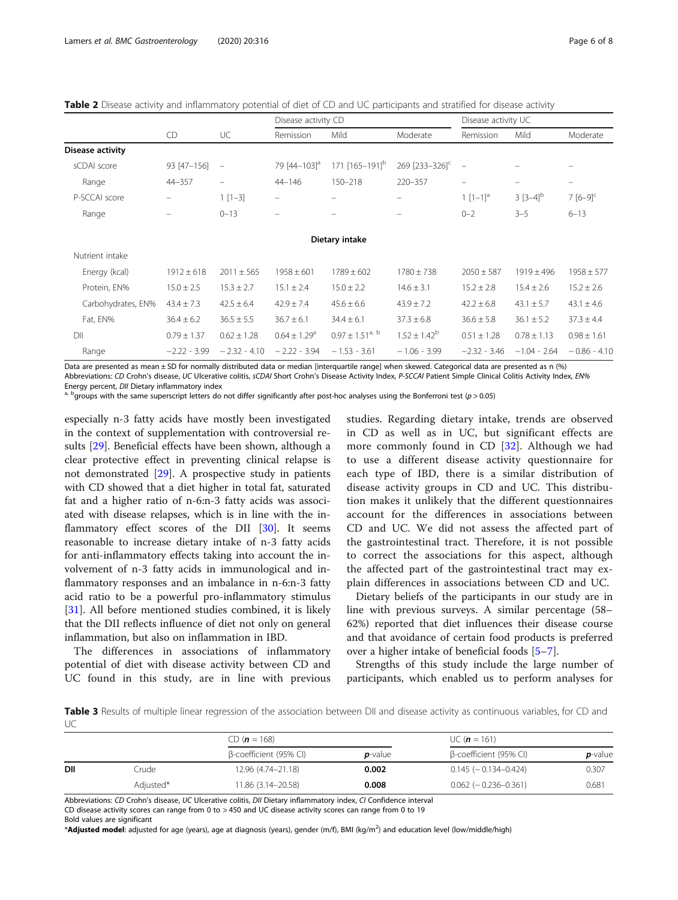**Table 2** Disease activity and inflammatory potential of diet of CD and UC participants and stratified for disease activity

| | CD | UC | Disease activity CD | | | Disease activity UC | | |
|---|---|---|---|---|---|---|---|---|
| | | | Remission | Mild | Moderate | Remission | Mild | Moderate |
| **Disease activity** | | | | | | | | |
| sCDAI score | 93 [47–156] | – | 79 [44–103][a] | 171 [165–191][b] | 269 [233–326][c] | – | – | – |
| Range | 44–357 | – | 44–146 | 150–218 | 220–357 | – | – | – |
| P-SCCAI score | – | 1 [1–3] | – | – | – | 1 [1–1][a] | 3 [3–4][b] | 7 [6–9][c] |
| Range | – | 0–13 | – | – | – | 0–2 | 3–5 | 6–13 |
| **Dietary intake** | | | | | | | | |
| Nutrient intake | | | | | | | | |
| Energy (kcal) | 1912 ± 618 | 2011 ± 565 | 1958 ± 601 | 1789 ± 602 | 1780 ± 738 | 2050 ± 587 | 1919 ± 496 | 1958 ± 577 |
| Protein, EN% | 15.0 ± 2.5 | 15.3 ± 2.7 | 15.1 ± 2.4 | 15.0 ± 2.2 | 14.6 ± 3.1 | 15.2 ± 2.8 | 15.4 ± 2.6 | 15.2 ± 2.6 |
| Carbohydrates, EN% | 43.4 ± 7.3 | 42.5 ± 6.4 | 42.9 ± 7.4 | 45.6 ± 6.6 | 43.9 ± 7.2 | 42.2 ± 6.8 | 43.1 ± 5.7 | 43.1 ± 4.6 |
| Fat, EN% | 36.4 ± 6.2 | 36.5 ± 5.5 | 36.7 ± 6.1 | 34.4 ± 6.1 | 37.3 ± 6.8 | 36.6 ± 5.8 | 36.1 ± 5.2 | 37.3 ± 4.4 |
| DII | 0.79 ± 1.37 | 0.62 ± 1.28 | 0.64 ± 1.29[a] | 0.97 ± 1.51[a, b] | 1.52 ± 1.42[b] | 0.51 ± 1.28 | 0.78 ± 1.13 | 0.98 ± 1.61 |
| Range | −2.22 - 3.99 | − 2.32 - 4.10 | − 2.22 - 3.94 | − 1.53 - 3.61 | − 1.06 - 3.99 | −2.32 - 3.46 | −1.04 - 2.64 | − 0.86 - 4.10 |

Data are presented as mean ± SD for normally distributed data or median [interquartile range] when skewed. Categorical data are presented as n (%)
Abbreviations: *CD* Crohn's disease, *UC* Ulcerative colitis, *sCDAI* Short Crohn's Disease Activity Index, *P-SCCAI* Patient Simple Clinical Colitis Activity Index, *EN%* Energy percent, *DII* Dietary inflammatory index
[a, b]groups with the same superscript letters do not differ significantly after post-hoc analyses using the Bonferroni test ($p > 0.05$)

especially n-3 fatty acids have mostly been investigated in the context of supplementation with controversial results [29]. Beneficial effects have been shown, although a clear protective effect in preventing clinical relapse is not demonstrated [29]. A prospective study in patients with CD showed that a diet higher in total fat, saturated fat and a higher ratio of n-6:n-3 fatty acids was associated with disease relapses, which is in line with the inflammatory effect scores of the DII [30]. It seems reasonable to increase dietary intake of n-3 fatty acids for anti-inflammatory effects taking into account the involvement of n-3 fatty acids in immunological and inflammatory responses and an imbalance in n-6:n-3 fatty acid ratio to be a powerful pro-inflammatory stimulus [31]. All before mentioned studies combined, it is likely that the DII reflects influence of diet not only on general inflammation, but also on inflammation in IBD.

The differences in associations of inflammatory potential of diet with disease activity between CD and UC found in this study, are in line with previous studies. Regarding dietary intake, trends are observed in CD as well as in UC, but significant effects are more commonly found in CD [32]. Although we had to use a different disease activity questionnaire for each type of IBD, there is a similar distribution of disease activity groups in CD and UC. This distribution makes it unlikely that the different questionnaires account for the differences in associations between CD and UC. We did not assess the affected part of the gastrointestinal tract. Therefore, it is not possible to correct the associations for this aspect, although the affected part of the gastrointestinal tract may explain differences in associations between CD and UC.

Dietary beliefs of the participants in our study are in line with previous surveys. A similar percentage (58–62%) reported that diet influences their disease course and that avoidance of certain food products is preferred over a higher intake of beneficial foods [5–7].

Strengths of this study include the large number of participants, which enabled us to perform analyses for

**Table 3** Results of multiple linear regression of the association between DII and disease activity as continuous variables, for CD and UC

| | | CD (*n* = 168) | | UC (*n* = 161) | |
|---|---|---|---|---|---|
| | | β-coefficient (95% CI) | *p*-value | β-coefficient (95% CI) | *p*-value |
| **DII** | Crude | 12.96 (4.74–21.18) | **0.002** | 0.145 (− 0.134–0.424) | 0.307 |
| | Adjusted* | 11.86 (3.14–20.58) | **0.008** | 0.062 (− 0.236–0.361) | 0.681 |

Abbreviations: *CD* Crohn's disease, *UC* Ulcerative colitis, *DII* Dietary inflammatory index, *CI* Confidence interval
CD disease activity scores can range from 0 to > 450 and UC disease activity scores can range from 0 to 19
Bold values are significant
\***Adjusted model**: adjusted for age (years), age at diagnosis (years), gender (m/f), BMI (kg/m$^2$) and education level (low/middle/high)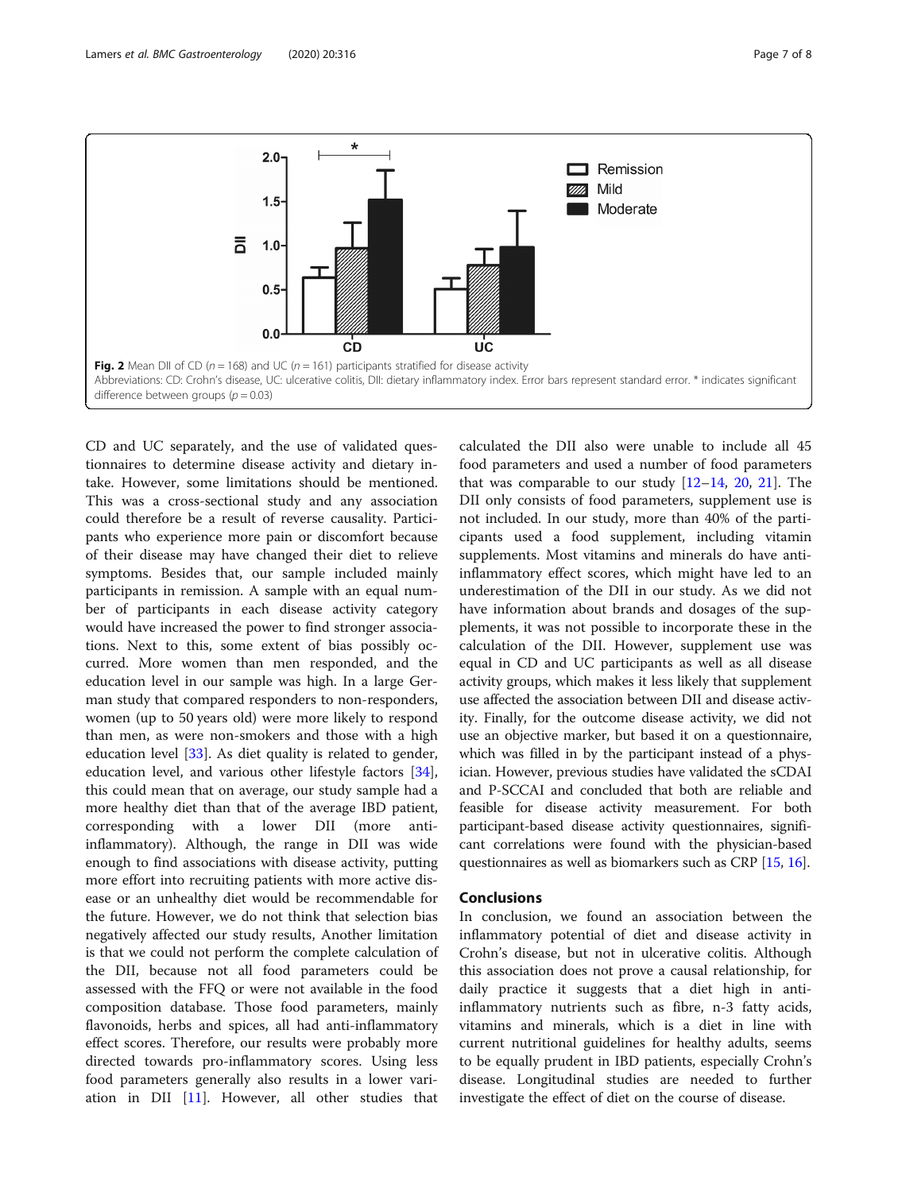**Fig. 2** Mean DII of CD ($n = 168$) and UC ($n = 161$) participants stratified for disease activity
Abbreviations: CD: Crohn's disease, UC: ulcerative colitis, DII: dietary inflammatory index. Error bars represent standard error. * indicates significant difference between groups ($p = 0.03$)

CD and UC separately, and the use of validated questionnaires to determine disease activity and dietary intake. However, some limitations should be mentioned. This was a cross-sectional study and any association could therefore be a result of reverse causality. Participants who experience more pain or discomfort because of their disease may have changed their diet to relieve symptoms. Besides that, our sample included mainly participants in remission. A sample with an equal number of participants in each disease activity category would have increased the power to find stronger associations. Next to this, some extent of bias possibly occurred. More women than men responded, and the education level in our sample was high. In a large German study that compared responders to non-responders, women (up to 50 years old) were more likely to respond than men, as were non-smokers and those with a high education level [33]. As diet quality is related to gender, education level, and various other lifestyle factors [34], this could mean that on average, our study sample had a more healthy diet than that of the average IBD patient, corresponding with a lower DII (more anti-inflammatory). Although, the range in DII was wide enough to find associations with disease activity, putting more effort into recruiting patients with more active disease or an unhealthy diet would be recommendable for the future. However, we do not think that selection bias negatively affected our study results, Another limitation is that we could not perform the complete calculation of the DII, because not all food parameters could be assessed with the FFQ or were not available in the food composition database. Those food parameters, mainly flavonoids, herbs and spices, all had anti-inflammatory effect scores. Therefore, our results were probably more directed towards pro-inflammatory scores. Using less food parameters generally also results in a lower variation in DII [11]. However, all other studies that calculated the DII also were unable to include all 45 food parameters and used a number of food parameters that was comparable to our study [12–14, 20, 21]. The DII only consists of food parameters, supplement use is not included. In our study, more than 40% of the participants used a food supplement, including vitamin supplements. Most vitamins and minerals do have anti-inflammatory effect scores, which might have led to an underestimation of the DII in our study. As we did not have information about brands and dosages of the supplements, it was not possible to incorporate these in the calculation of the DII. However, supplement use was equal in CD and UC participants as well as all disease activity groups, which makes it less likely that supplement use affected the association between DII and disease activity. Finally, for the outcome disease activity, we did not use an objective marker, but based it on a questionnaire, which was filled in by the participant instead of a physician. However, previous studies have validated the sCDAI and P-SCCAI and concluded that both are reliable and feasible for disease activity measurement. For both participant-based disease activity questionnaires, significant correlations were found with the physician-based questionnaires as well as biomarkers such as CRP [15, 16].

## Conclusions

In conclusion, we found an association between the inflammatory potential of diet and disease activity in Crohn's disease, but not in ulcerative colitis. Although this association does not prove a causal relationship, for daily practice it suggests that a diet high in anti-inflammatory nutrients such as fibre, n-3 fatty acids, vitamins and minerals, which is a diet in line with current nutritional guidelines for healthy adults, seems to be equally prudent in IBD patients, especially Crohn's disease. Longitudinal studies are needed to further investigate the effect of diet on the course of disease.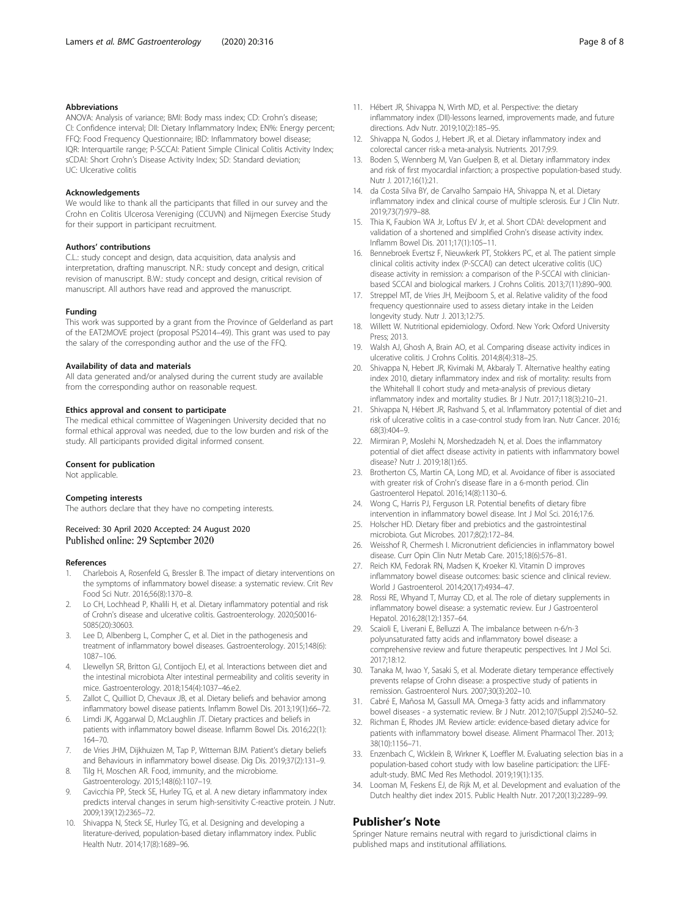### Abbreviations

ANOVA: Analysis of variance; BMI: Body mass index; CD: Crohn's disease; CI: Confidence interval; DII: Dietary Inflammatory Index; EN%: Energy percent; FFQ: Food Frequency Questionnaire; IBD: Inflammatory bowel disease; IQR: Interquartile range; P-SCCAI: Patient Simple Clinical Colitis Activity Index; sCDAI: Short Crohn's Disease Activity Index; SD: Standard deviation; UC: Ulcerative colitis

### Acknowledgements

We would like to thank all the participants that filled in our survey and the Crohn en Colitis Ulcerosa Vereniging (CCUVN) and Nijmegen Exercise Study for their support in participant recruitment.

### Authors' contributions

C.L.: study concept and design, data acquisition, data analysis and interpretation, drafting manuscript. N.R.: study concept and design, critical revision of manuscript. B.W.: study concept and design, critical revision of manuscript. All authors have read and approved the manuscript.

### Funding

This work was supported by a grant from the Province of Gelderland as part of the EAT2MOVE project (proposal PS2014–49). This grant was used to pay the salary of the corresponding author and the use of the FFQ.

### Availability of data and materials

All data generated and/or analysed during the current study are available from the corresponding author on reasonable request.

### Ethics approval and consent to participate

The medical ethical committee of Wageningen University decided that no formal ethical approval was needed, due to the low burden and risk of the study. All participants provided digital informed consent.

### Consent for publication

Not applicable.

### Competing interests

The authors declare that they have no competing interests.

Received: 30 April 2020 Accepted: 24 August 2020
Published online: 29 September 2020

### References

1. Charlebois A, Rosenfeld G, Bressler B. The impact of dietary interventions on the symptoms of inflammatory bowel disease: a systematic review. Crit Rev Food Sci Nutr. 2016;56(8):1370–8.
2. Lo CH, Lochhead P, Khalili H, et al. Dietary inflammatory potential and risk of Crohn's disease and ulcerative colitis. Gastroenterology. 2020;S0016-5085(20):30603.
3. Lee D, Albenberg L, Compher C, et al. Diet in the pathogenesis and treatment of inflammatory bowel diseases. Gastroenterology. 2015;148(6): 1087–106.
4. Llewellyn SR, Britton GJ, Contijoch EJ, et al. Interactions between diet and the intestinal microbiota Alter intestinal permeability and colitis severity in mice. Gastroenterology. 2018;154(4):1037–46.e2.
5. Zallot C, Quilliot D, Chevaux JB, et al. Dietary beliefs and behavior among inflammatory bowel disease patients. Inflamm Bowel Dis. 2013;19(1):66–72.
6. Limdi JK, Aggarwal D, McLaughlin JT. Dietary practices and beliefs in patients with inflammatory bowel disease. Inflamm Bowel Dis. 2016;22(1): 164–70.
7. de Vries JHM, Dijkhuizen M, Tap P, Witteman BJM. Patient's dietary beliefs and Behaviours in inflammatory bowel disease. Dig Dis. 2019;37(2):131–9.
8. Tilg H, Moschen AR. Food, immunity, and the microbiome. Gastroenterology. 2015;148(6):1107–19.
9. Cavicchia PP, Steck SE, Hurley TG, et al. A new dietary inflammatory index predicts interval changes in serum high-sensitivity C-reactive protein. J Nutr. 2009;139(12):2365–72.
10. Shivappa N, Steck SE, Hurley TG, et al. Designing and developing a literature-derived, population-based dietary inflammatory index. Public Health Nutr. 2014;17(8):1689–96.
11. Hébert JR, Shivappa N, Wirth MD, et al. Perspective: the dietary inflammatory index (DII)-lessons learned, improvements made, and future directions. Adv Nutr. 2019;10(2):185–95.
12. Shivappa N, Godos J, Hebert JR, et al. Dietary inflammatory index and colorectal cancer risk-a meta-analysis. Nutrients. 2017;9:9.
13. Boden S, Wennberg M, Van Guelpen B, et al. Dietary inflammatory index and risk of first myocardial infarction; a prospective population-based study. Nutr J. 2017;16(1):21.
14. da Costa Silva BY, de Carvalho Sampaio HA, Shivappa N, et al. Dietary inflammatory index and clinical course of multiple sclerosis. Eur J Clin Nutr. 2019;73(7):979–88.
15. Thia K, Faubion WA Jr, Loftus EV Jr, et al. Short CDAI: development and validation of a shortened and simplified Crohn's disease activity index. Inflamm Bowel Dis. 2011;17(1):105–11.
16. Bennebroek Evertsz F, Nieuwkerk PT, Stokkers PC, et al. The patient simple clinical colitis activity index (P-SCCAI) can detect ulcerative colitis (UC) disease activity in remission: a comparison of the P-SCCAI with clinician-based SCCAI and biological markers. J Crohns Colitis. 2013;7(11):890–900.
17. Streppel MT, de Vries JH, Meijboom S, et al. Relative validity of the food frequency questionnaire used to assess dietary intake in the Leiden longevity study. Nutr J. 2013;12:75.
18. Willett W. Nutritional epidemiology. Oxford. New York: Oxford University Press; 2013.
19. Walsh AJ, Ghosh A, Brain AO, et al. Comparing disease activity indices in ulcerative colitis. J Crohns Colitis. 2014;8(4):318–25.
20. Shivappa N, Hebert JR, Kivimaki M, Akbaraly T. Alternative healthy eating index 2010, dietary inflammatory index and risk of mortality: results from the Whitehall II cohort study and meta-analysis of previous dietary inflammatory index and mortality studies. Br J Nutr. 2017;118(3):210–21.
21. Shivappa N, Hébert JR, Rashvand S, et al. Inflammatory potential of diet and risk of ulcerative colitis in a case-control study from Iran. Nutr Cancer. 2016; 68(3):404–9.
22. Mirmiran P, Moslehi N, Morshedzadeh N, et al. Does the inflammatory potential of diet affect disease activity in patients with inflammatory bowel disease? Nutr J. 2019;18(1):65.
23. Brotherton CS, Martin CA, Long MD, et al. Avoidance of fiber is associated with greater risk of Crohn's disease flare in a 6-month period. Clin Gastroenterol Hepatol. 2016;14(8):1130–6.
24. Wong C, Harris PJ, Ferguson LR. Potential benefits of dietary fibre intervention in inflammatory bowel disease. Int J Mol Sci. 2016;17:6.
25. Holscher HD. Dietary fiber and prebiotics and the gastrointestinal microbiota. Gut Microbes. 2017;8(2):172–84.
26. Weisshof R, Chermesh I. Micronutrient deficiencies in inflammatory bowel disease. Curr Opin Clin Nutr Metab Care. 2015;18(6):576–81.
27. Reich KM, Fedorak RN, Madsen K, Kroeker KI. Vitamin D improves inflammatory bowel disease outcomes: basic science and clinical review. World J Gastroenterol. 2014;20(17):4934–47.
28. Rossi RE, Whyand T, Murray CD, et al. The role of dietary supplements in inflammatory bowel disease: a systematic review. Eur J Gastroenterol Hepatol. 2016;28(12):1357–64.
29. Scaioli E, Liverani E, Belluzzi A. The imbalance between n-6/n-3 polyunsaturated fatty acids and inflammatory bowel disease: a comprehensive review and future therapeutic perspectives. Int J Mol Sci. 2017;18:12.
30. Tanaka M, Iwao Y, Sasaki S, et al. Moderate dietary temperance effectively prevents relapse of Crohn disease: a prospective study of patients in remission. Gastroenterol Nurs. 2007;30(3):202–10.
31. Cabré E, Mañosa M, Gassull MA. Omega-3 fatty acids and inflammatory bowel diseases - a systematic review. Br J Nutr. 2012;107(Suppl 2):S240–52.
32. Richman E, Rhodes JM. Review article: evidence-based dietary advice for patients with inflammatory bowel disease. Aliment Pharmacol Ther. 2013; 38(10):1156–71.
33. Enzenbach C, Wicklein B, Wirkner K, Loeffler M. Evaluating selection bias in a population-based cohort study with low baseline participation: the LIFE-adult-study. BMC Med Res Methodol. 2019;19(1):135.
34. Looman M, Feskens EJ, de Rijk M, et al. Development and evaluation of the Dutch healthy diet index 2015. Public Health Nutr. 2017;20(13):2289–99.

## Publisher's Note

Springer Nature remains neutral with regard to jurisdictional claims in published maps and institutional affiliations.